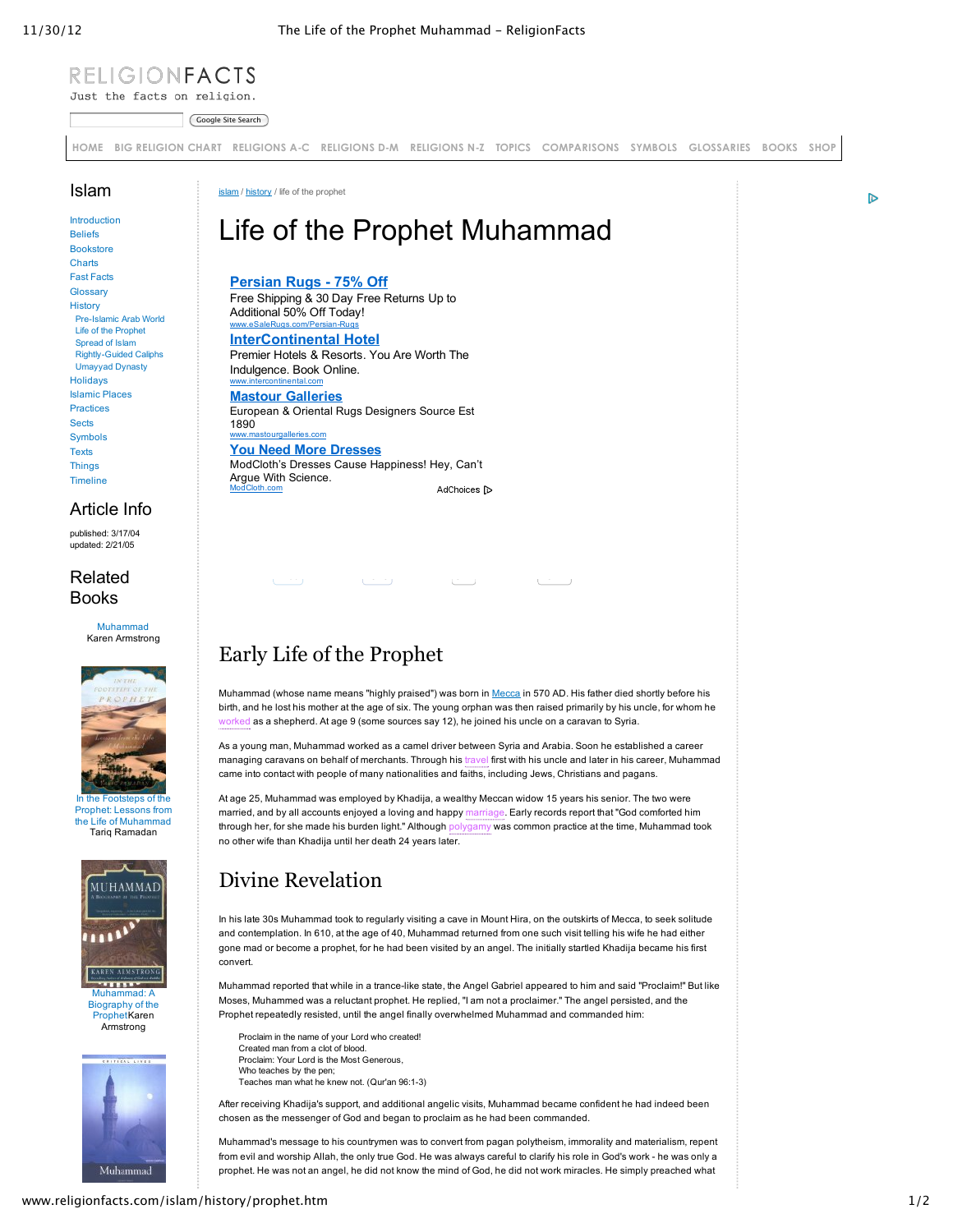# Life of the Prophet Muhammad

## Early Life of the Prophet

Muhammad (whose name means "highly praised") was born in Mecca in 570 AD. His father died shortly before his birth, and he lost his mother at the age of six. The young orphan was then raised primarily by his uncle, for whom he worked as a shepherd. At age 9 (some sources say 12), he joined his uncle on a caravan to Syria.

As a young man, Muhammad worked as a camel driver between Syria and Arabia. Soon he established a career managing caravans on behalf of merchants. Through his travel first with his uncle and later in his career, Muhammad came into contact with people of many nationalities and faiths, including Jews, Christians and pagans.

At age 25, Muhammad was employed by Khadija, a wealthy Meccan widow 15 years his senior. The two were married, and by all accounts enjoyed a loving and happy marriage. Early records report that "God comforted him through her, for she made his burden light." Although polygamy was common practice at the time, Muhammad took no other wife than Khadija until her death 24 years later.

## Divine Revelation

In his late 30s Muhammad took to regularly visiting a cave in Mount Hira, on the outskirts of Mecca, to seek solitude and contemplation. In 610, at the age of 40, Muhammad returned from one such visit telling his wife he had either gone mad or become a prophet, for he had been visited by an angel. The initially startled Khadija became his first convert.

Muhammad reported that while in a trance-like state, the Angel Gabriel appeared to him and said "Proclaim!" But like Moses, Muhammed was a reluctant prophet. He replied, "I am not a proclaimer." The angel persisted, and the Prophet repeatedly resisted, until the angel finally overwhelmed Muhammad and commanded him:

> Proclaim in the name of your Lord who created!
> Created man from a clot of blood.
> Proclaim: Your Lord is the Most Generous,
> Who teaches by the pen;
> Teaches man what he knew not. (Qur'an 96:1-3)

After receiving Khadija's support, and additional angelic visits, Muhammad became confident he had indeed been chosen as the messenger of God and began to proclaim as he had been commanded.

Muhammad's message to his countrymen was to convert from pagan polytheism, immorality and materialism, repent from evil and worship Allah, the only true God. He was always careful to clarify his role in God's work - he was only a prophet. He was not an angel, he did not know the mind of God, he did not work miracles. He simply preached what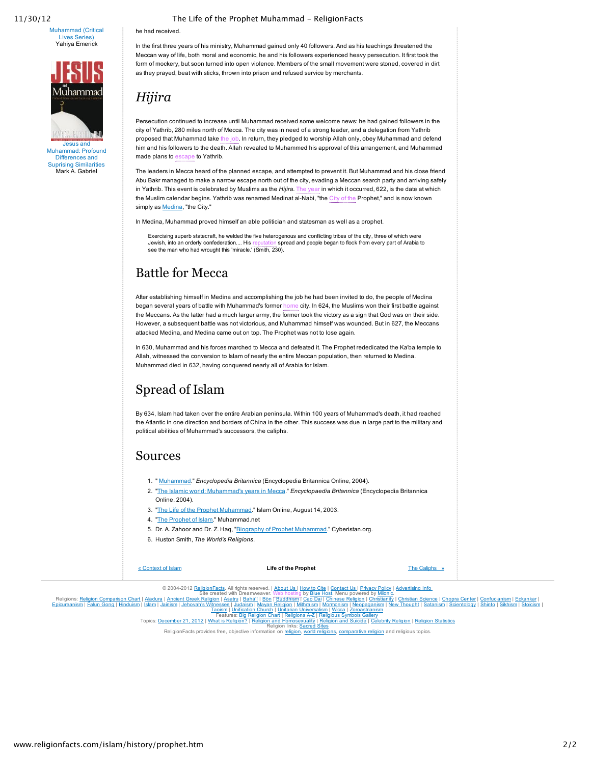Muhammad (Critical Lives Series)
Yahiya Emerick

Jesus and Muhammad: Profound Differences and Suprising Similarities
Mark A. Gabriel

he had received.

In the first three years of his ministry, Muhammad gained only 40 followers. And as his teachings threatened the Meccan way of life, both moral and economic, he and his followers experienced heavy persecution. It first took the form of mockery, but soon turned into open violence. Members of the small movement were stoned, covered in dirt as they prayed, beat with sticks, thrown into prison and refused service by merchants.

## *Hijira*

Persecution continued to increase until Muhammad received some welcome news: he had gained followers in the city of Yathrib, 280 miles north of Mecca. The city was in need of a strong leader, and a delegation from Yathrib proposed that Muhammad take the job. In return, they pledged to worship Allah only, obey Muhammad and defend him and his followers to the death. Allah revealed to Muhammed his approval of this arrangement, and Muhammad made plans to escape to Yathrib.

The leaders in Mecca heard of the planned escape, and attempted to prevent it. But Muhammad and his close friend Abu Bakr managed to make a narrow escape north out of the city, evading a Meccan search party and arriving safely in Yathrib. This event is celebrated by Muslims as the *Hijira*. The year in which it occurred, 622, is the date at which the Muslim calendar begins. Yathrib was renamed Medinat al-Nabi, "the City of the Prophet," and is now known simply as Medina, "the City."

In Medina, Muhammad proved himself an able politician and statesman as well as a prophet.

> Exercising superb statecraft, he welded the five heterogenous and conflicting tribes of the city, three of which were Jewish, into an orderly confederation.... His reputation spread and people began to flock from every part of Arabia to see the man who had wrought this 'miracle.' (Smith, 230).

## Battle for Mecca

After establishing himself in Medina and accomplishing the job he had been invited to do, the people of Medina began several years of battle with Muhammad's former home city. In 624, the Muslims won their first battle against the Meccans. As the latter had a much larger army, the former took the victory as a sign that God was on their side. However, a subsequent battle was not victorious, and Muhammad himself was wounded. But in 627, the Meccans attacked Medina, and Medina came out on top. The Prophet was not to lose again.

In 630, Muhammad and his forces marched to Mecca and defeated it. The Prophet rededicated the Ka'ba temple to Allah, witnessed the conversion to Islam of nearly the entire Meccan population, then returned to Medina. Muhammad died in 632, having conquered nearly all of Arabia for Islam.

## Spread of Islam

By 634, Islam had taken over the entire Arabian peninsula. Within 100 years of Muhammad's death, it had reached the Atlantic in one direction and borders of China in the other. This success was due in large part to the military and political abilities of Muhammad's successors, the caliphs.

## Sources

1. "Muhammad." *Encyclopedia Britannica* (Encyclopedia Britannica Online, 2004).
2. "The Islamic world: Muhammad's years in Mecca." *Encyclopaedia Britannica* (Encyclopedia Britannica Online, 2004).
3. "The Life of the Prophet Muhammad." Islam Online, August 14, 2003.
4. "The Prophet of Islam." Muhammad.net
5. Dr. A. Zahoor and Dr. Z. Haq, "Biography of Prophet Muhammad." Cyberistan.org.
6. Huston Smith, *The World's Religions*.

« Context of Islam | **Life of the Prophet** | The Caliphs »

© 2004-2012 ReligionFacts. All rights reserved. | About Us | How to Cite | Contact Us | Privacy Policy | Advertising Info
Site created with Dreamweaver. Web hosting by Blue Host. Menu powered by Milonic.
Religions: Religion Comparison Chart | Aladura | Ancient Greek Religion | Asatru | Bahá'í | Bön | Buddhism | Cao Dai | Chinese Religion | Christianity | Christian Science | Chopra Center | Confucianism | Eckankar | Epicureanism | Falun Gong | Hinduism | Islam | Jainism | Jehovah's Witnesses | Judaism | Mayan Religion | Mithraism | Mormonism | Neopaganism | New Thought | Satanism | Scientology | Shinto | Sikhism | Stoicism | Taoism | Unification Church | Unitarian Universalism | Wicca | Zoroastrianism
Features: Big Religion Chart | Religions A-Z | Religious Symbols Gallery
Topics: December 21, 2012 | What is Religion? | Religion and Homosexuality | Religion and Suicide | Celebrity Religion | Religion Statistics
Religion links: Sacred Sites
ReligionFacts provides free, objective information on religion, world religions, comparative religion and religious topics.